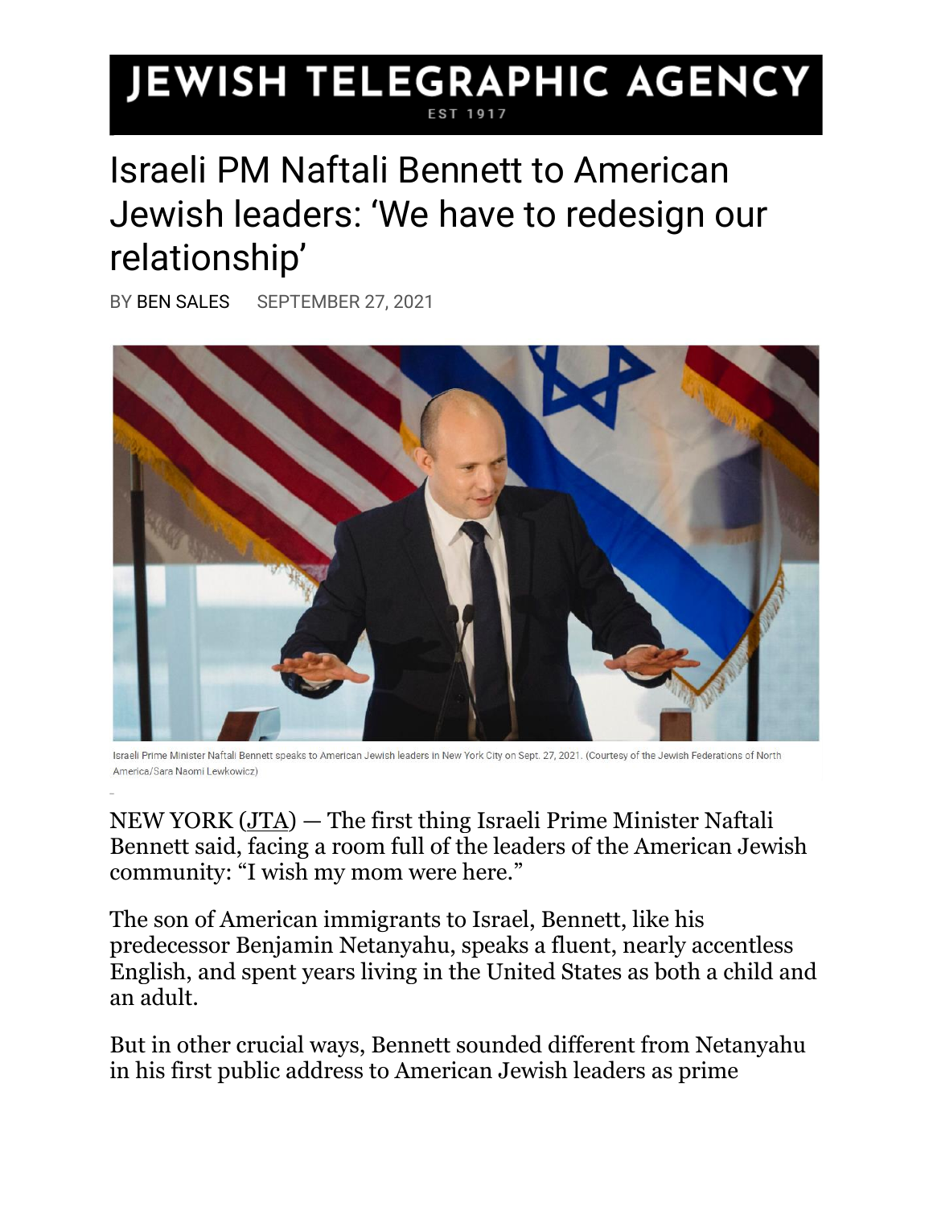# JEWISH TELEGRAPHIC AGENCY

EST 1917

# Israeli PM Naftali Bennett to American Jewish leaders: 'We have to redesign our relationship'

BY BEN SALES SEPTEMBER 27, 2021

Israeli Prime Minister Naftali Bennett speaks to American Jewish leaders in New York City on Sept. 27, 2021. (Courtesy of the Jewish Federations of North America/Sara Naomi Lewkowicz)

NEW YORK (JTA) — The first thing Israeli Prime Minister Naftali Bennett said, facing a room full of the leaders of the American Jewish community: "I wish my mom were here."

The son of American immigrants to Israel, Bennett, like his predecessor Benjamin Netanyahu, speaks a fluent, nearly accentless English, and spent years living in the United States as both a child and an adult.

But in other crucial ways, Bennett sounded different from Netanyahu in his first public address to American Jewish leaders as prime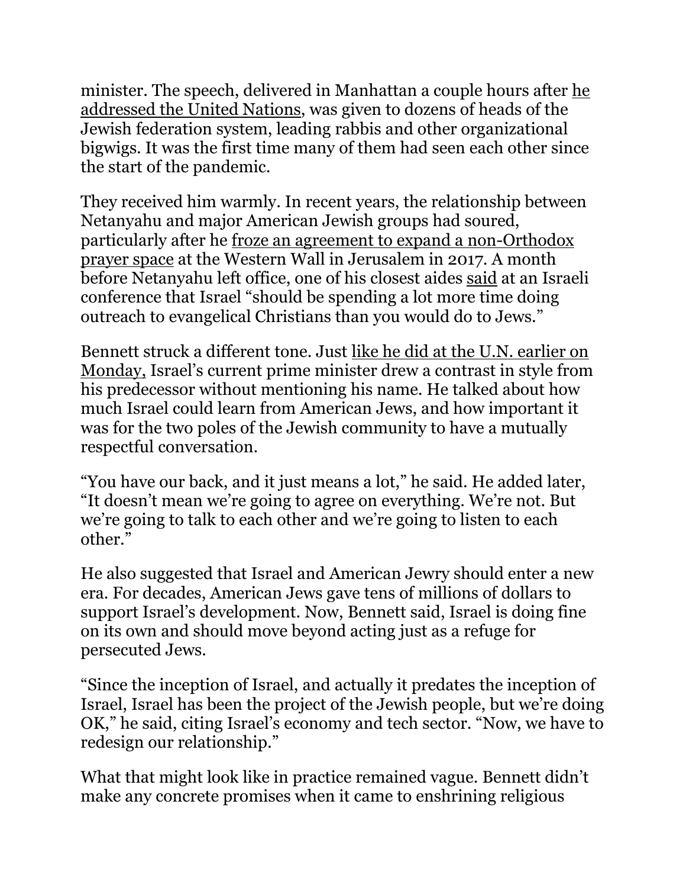minister. The speech, delivered in Manhattan a couple hours after he addressed the United Nations, was given to dozens of heads of the Jewish federation system, leading rabbis and other organizational bigwigs. It was the first time many of them had seen each other since the start of the pandemic.

They received him warmly. In recent years, the relationship between Netanyahu and major American Jewish groups had soured, particularly after he froze an agreement to expand a non-Orthodox prayer space at the Western Wall in Jerusalem in 2017. A month before Netanyahu left office, one of his closest aides said at an Israeli conference that Israel "should be spending a lot more time doing outreach to evangelical Christians than you would do to Jews."

Bennett struck a different tone. Just like he did at the U.N. earlier on Monday, Israel's current prime minister drew a contrast in style from his predecessor without mentioning his name. He talked about how much Israel could learn from American Jews, and how important it was for the two poles of the Jewish community to have a mutually respectful conversation.

"You have our back, and it just means a lot," he said. He added later, "It doesn't mean we're going to agree on everything. We're not. But we're going to talk to each other and we're going to listen to each other."

He also suggested that Israel and American Jewry should enter a new era. For decades, American Jews gave tens of millions of dollars to support Israel's development. Now, Bennett said, Israel is doing fine on its own and should move beyond acting just as a refuge for persecuted Jews.

"Since the inception of Israel, and actually it predates the inception of Israel, Israel has been the project of the Jewish people, but we're doing OK," he said, citing Israel's economy and tech sector. "Now, we have to redesign our relationship."

What that might look like in practice remained vague. Bennett didn't make any concrete promises when it came to enshrining religious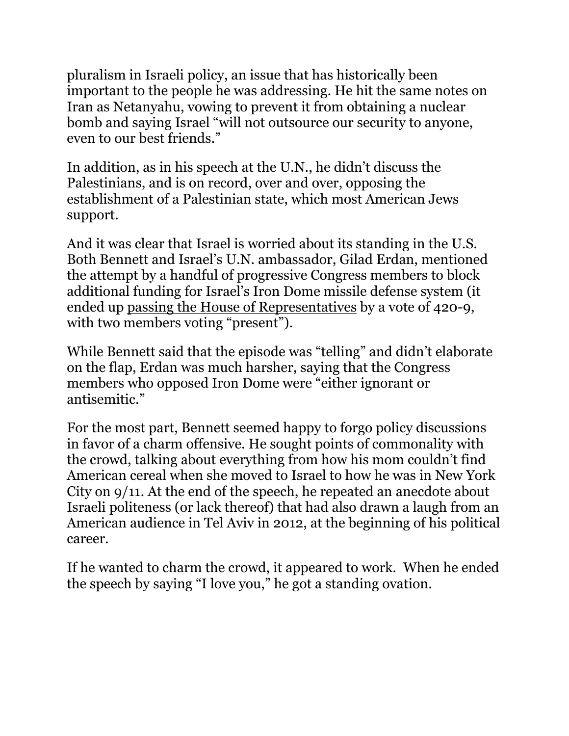pluralism in Israeli policy, an issue that has historically been important to the people he was addressing. He hit the same notes on Iran as Netanyahu, vowing to prevent it from obtaining a nuclear bomb and saying Israel "will not outsource our security to anyone, even to our best friends."

In addition, as in his speech at the U.N., he didn't discuss the Palestinians, and is on record, over and over, opposing the establishment of a Palestinian state, which most American Jews support.

And it was clear that Israel is worried about its standing in the U.S. Both Bennett and Israel's U.N. ambassador, Gilad Erdan, mentioned the attempt by a handful of progressive Congress members to block additional funding for Israel's Iron Dome missile defense system (it ended up passing the House of Representatives by a vote of 420-9, with two members voting "present").

While Bennett said that the episode was "telling" and didn't elaborate on the flap, Erdan was much harsher, saying that the Congress members who opposed Iron Dome were "either ignorant or antisemitic."

For the most part, Bennett seemed happy to forgo policy discussions in favor of a charm offensive. He sought points of commonality with the crowd, talking about everything from how his mom couldn't find American cereal when she moved to Israel to how he was in New York City on 9/11. At the end of the speech, he repeated an anecdote about Israeli politeness (or lack thereof) that had also drawn a laugh from an American audience in Tel Aviv in 2012, at the beginning of his political career.

If he wanted to charm the crowd, it appeared to work. When he ended the speech by saying "I love you," he got a standing ovation.